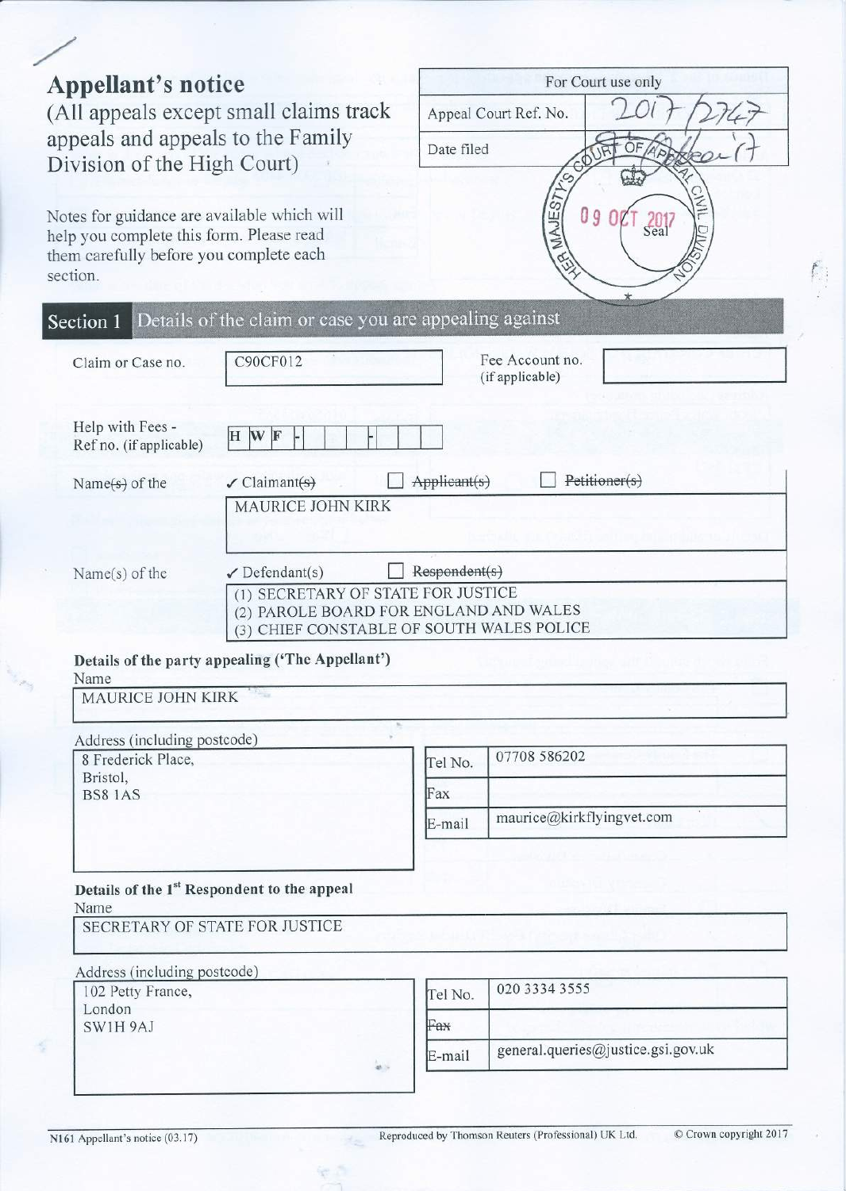# Appellant's notice

(All appeals except small claims track appeals and appeals to the Family Division of the High Court)

Notes for guidance are available which will help you complete this form. Please read them carefully before you complete each section.

| For Court use only | |
|---|---|
| Appeal Court Ref. No. | 2017/2747 |
| Date filed | 9 Oct 17 |

HER MAJESTY'S COURT OF APPEAL CIVIL DIVISION
09 OCT 2017
Seal

## Section 1 Details of the claim or case you are appealing against

| | | | |
|---|---|---|---|
| Claim or Case no. | C90CF012 | Fee Account no. (if applicable) | |
| Help with Fees - Ref no. (if applicable) | H W F - - | | |

Name~~(s)~~ of the ✓ Claimant~~(s)~~ ☐ ~~Applicant(s)~~ ☐ ~~Petitioner(s)~~

MAURICE JOHN KIRK

Name(s) of the ✓ Defendant(s) ☐ ~~Respondent(s)~~

(1) SECRETARY OF STATE FOR JUSTICE
(2) PAROLE BOARD FOR ENGLAND AND WALES
(3) CHIEF CONSTABLE OF SOUTH WALES POLICE

**Details of the party appealing ('The Appellant')**

Name

MAURICE JOHN KIRK

Address (including postcode)

8 Frederick Place,
Bristol,
BS8 1AS

| | |
|---|---|
| Tel No. | 07708 586202 |
| Fax | |
| E-mail | maurice@kirkflyingvet.com |

**Details of the 1st Respondent to the appeal**

Name

SECRETARY OF STATE FOR JUSTICE

Address (including postcode)

102 Petty France,
London
SW1H 9AJ

| | |
|---|---|
| Tel No. | 020 3334 3555 |
| ~~Fax~~ | |
| E-mail | general.queries@justice.gsi.gov.uk |

N161 Appellant's notice (03.17) Reproduced by Thomson Reuters (Professional) UK Ltd. © Crown copyright 2017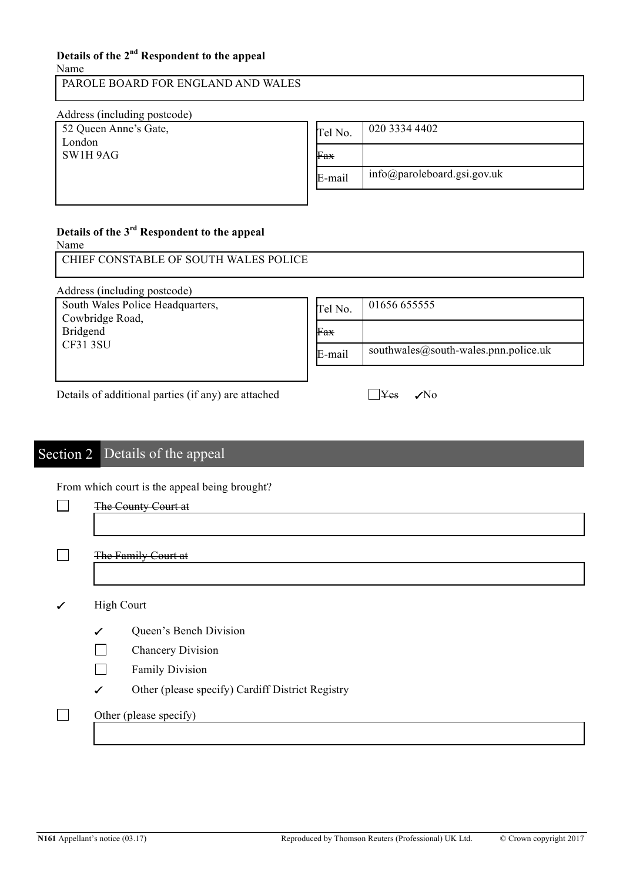**Details of the 2nd Respondent to the appeal**

Name

PAROLE BOARD FOR ENGLAND AND WALES

Address (including postcode)

52 Queen Anne's Gate,
London
SW1H 9AG

| | |
|---|---|
| Tel No. | 020 3334 4402 |
| ~~Fax~~ | |
| E-mail | info@paroleboard.gsi.gov.uk |

**Details of the 3rd Respondent to the appeal**

Name

CHIEF CONSTABLE OF SOUTH WALES POLICE

Address (including postcode)

South Wales Police Headquarters,
Cowbridge Road,
Bridgend
CF31 3SU

| | |
|---|---|
| Tel No. | 01656 655555 |
| ~~Fax~~ | |
| E-mail | southwales@south-wales.pnn.police.uk |

Details of additional parties (if any) are attached ☐ ~~Yes~~ ✓ No

## Section 2 Details of the appeal

From which court is the appeal being brought?

☐ ~~The County Court at~~

☐ ~~The Family Court at~~

✓ High Court

- ✓ Queen's Bench Division
- ☐ Chancery Division
- ☐ Family Division
- ✓ Other (please specify) Cardiff District Registry

☐ Other (please specify)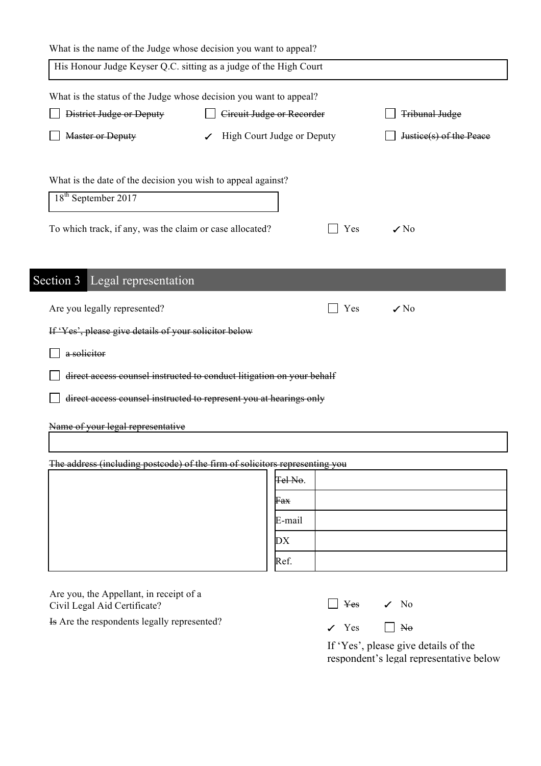What is the name of the Judge whose decision you want to appeal?

His Honour Judge Keyser Q.C. sitting as a judge of the High Court

What is the status of the Judge whose decision you want to appeal?

☐ ~~District Judge or Deputy~~ ☐ ~~Circuit Judge or Recorder~~ ☐ ~~Tribunal Judge~~

☐ ~~Master or Deputy~~ ✓ High Court Judge or Deputy ☐ ~~Justice(s) of the Peace~~

What is the date of the decision you wish to appeal against?

18th September 2017

To which track, if any, was the claim or case allocated? ☐ Yes ✓ No

## Section 3 Legal representation

Are you legally represented? ☐ Yes ✓ No

~~If 'Yes', please give details of your solicitor below~~

☐ ~~a solicitor~~

☐ ~~direct access counsel instructed to conduct litigation on your behalf~~

☐ ~~direct access counsel instructed to represent you at hearings only~~

~~Name of your legal representative~~

~~The address (including postcode) of the firm of solicitors representing you~~

| | |
|---|---|
| ~~Tel No.~~ | |
| ~~Fax~~ | |
| E-mail | |
| DX | |
| Ref. | |

Are you, the Appellant, in receipt of a Civil Legal Aid Certificate? ☐ ~~Yes~~ ✓ No

~~Is~~ Are the respondents legally represented? ✓ Yes ☐ ~~No~~

If 'Yes', please give details of the respondent's legal representative below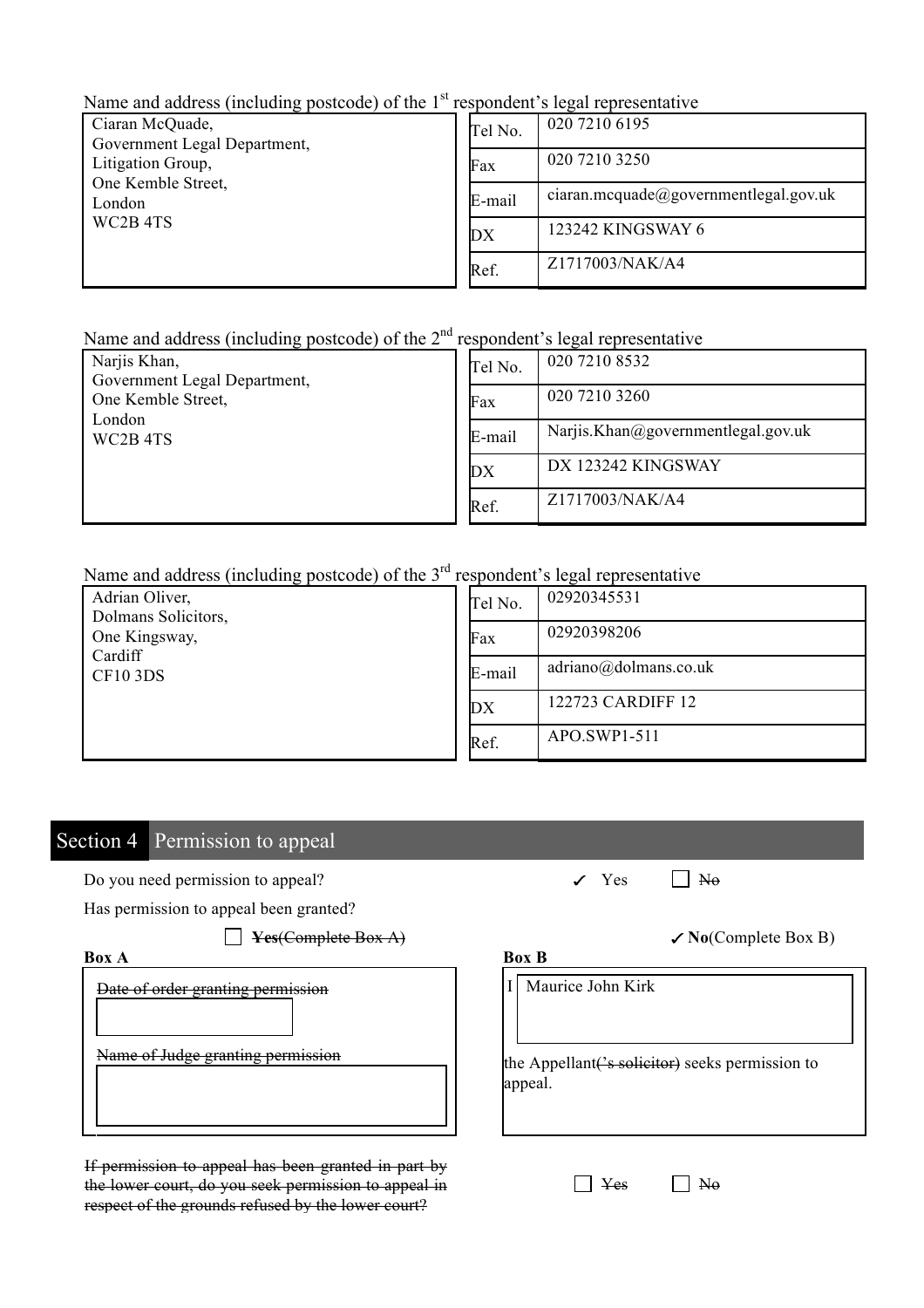Name and address (including postcode) of the 1st respondent's legal representative

| | | |
|---|---|---|
| Ciaran McQuade,<br>Government Legal Department,<br>Litigation Group,<br>One Kemble Street,<br>London<br>WC2B 4TS | Tel No. | 020 7210 6195 |
| | Fax | 020 7210 3250 |
| | E-mail | ciaran.mcquade@governmentlegal.gov.uk |
| | DX | 123242 KINGSWAY 6 |
| | Ref. | Z1717003/NAK/A4 |

Name and address (including postcode) of the 2nd respondent's legal representative

| | | |
|---|---|---|
| Narjis Khan,<br>Government Legal Department,<br>One Kemble Street,<br>London<br>WC2B 4TS | Tel No. | 020 7210 8532 |
| | Fax | 020 7210 3260 |
| | E-mail | Narjis.Khan@governmentlegal.gov.uk |
| | DX | DX 123242 KINGSWAY |
| | Ref. | Z1717003/NAK/A4 |

Name and address (including postcode) of the 3rd respondent's legal representative

| | | |
|---|---|---|
| Adrian Oliver,<br>Dolmans Solicitors,<br>One Kingsway,<br>Cardiff<br>CF10 3DS | Tel No. | 02920345531 |
| | Fax | 02920398206 |
| | E-mail | adriano@dolmans.co.uk |
| | DX | 122723 CARDIFF 12 |
| | Ref. | APO.SWP1-511 |

## Section 4 Permission to appeal

Do you need permission to appeal? ✓ Yes ☐ ~~No~~

Has permission to appeal been granted?

☐ ~~Yes(Complete Box A)~~ ✓ **No**(Complete Box B)

**Box A**

~~Date of order granting permission~~

~~Name of Judge granting permission~~

**Box B**

I Maurice John Kirk

the Appellant~~('s solicitor)~~ seeks permission to appeal.

~~If permission to appeal has been granted in part by the lower court, do you seek permission to appeal in respect of the grounds refused by the lower court?~~ ☐ ~~Yes~~ ☐ ~~No~~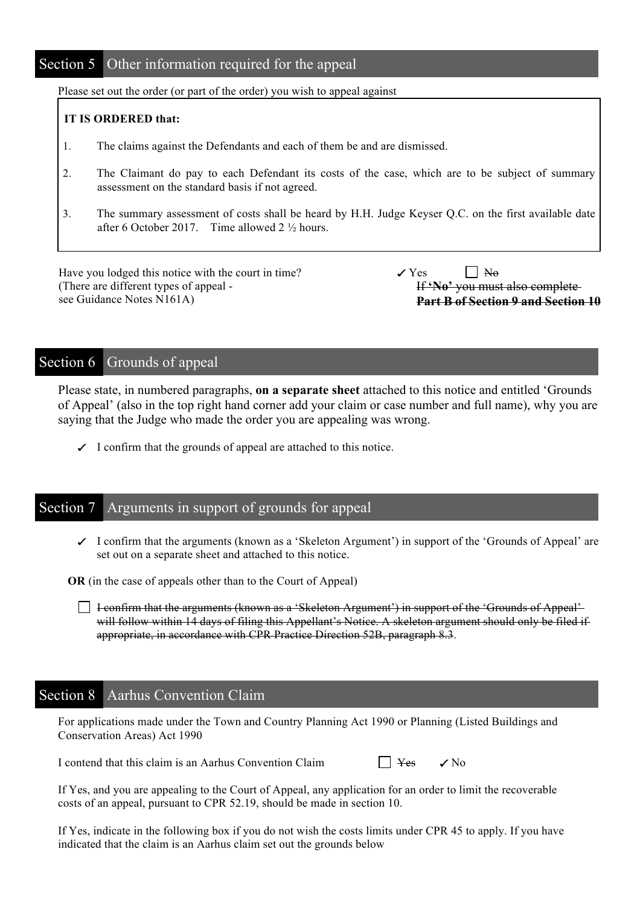## Section 5 Other information required for the appeal

Please set out the order (or part of the order) you wish to appeal against

**IT IS ORDERED that:**

1. The claims against the Defendants and each of them be and are dismissed.
2. The Claimant do pay to each Defendant its costs of the case, which are to be subject of summary assessment on the standard basis if not agreed.
3. The summary assessment of costs shall be heard by H.H. Judge Keyser Q.C. on the first available date after 6 October 2017. Time allowed 2 ½ hours.

Have you lodged this notice with the court in time? (There are different types of appeal - see Guidance Notes N161A)

✓ Yes ☐ ~~No~~

~~If **'No'** you must also complete **Part B of Section 9 and Section 10**~~

## Section 6 Grounds of appeal

Please state, in numbered paragraphs, **on a separate sheet** attached to this notice and entitled 'Grounds of Appeal' (also in the top right hand corner add your claim or case number and full name), why you are saying that the Judge who made the order you are appealing was wrong.

✓ I confirm that the grounds of appeal are attached to this notice.

## Section 7 Arguments in support of grounds for appeal

✓ I confirm that the arguments (known as a 'Skeleton Argument') in support of the 'Grounds of Appeal' are set out on a separate sheet and attached to this notice.

**OR** (in the case of appeals other than to the Court of Appeal)

☐ ~~I confirm that the arguments (known as a 'Skeleton Argument') in support of the 'Grounds of Appeal' will follow within 14 days of filing this Appellant's Notice. A skeleton argument should only be filed if appropriate, in accordance with CPR Practice Direction 52B, paragraph 8.3~~.

## Section 8 Aarhus Convention Claim

For applications made under the Town and Country Planning Act 1990 or Planning (Listed Buildings and Conservation Areas) Act 1990

I contend that this claim is an Aarhus Convention Claim ☐ ~~Yes~~ ✓ No

If Yes, and you are appealing to the Court of Appeal, any application for an order to limit the recoverable costs of an appeal, pursuant to CPR 52.19, should be made in section 10.

If Yes, indicate in the following box if you do not wish the costs limits under CPR 45 to apply. If you have indicated that the claim is an Aarhus claim set out the grounds below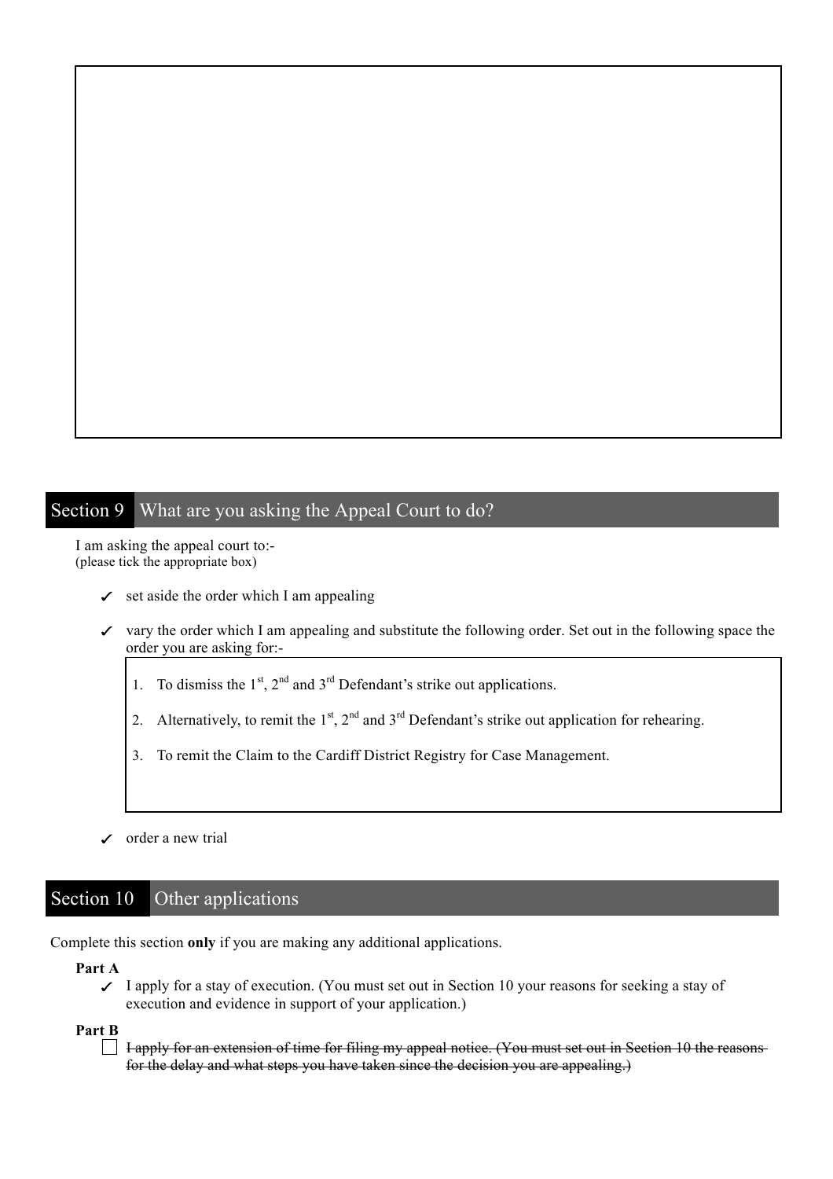## Section 9 What are you asking the Appeal Court to do?

I am asking the appeal court to:-
(please tick the appropriate box)

- ✓ set aside the order which I am appealing
- ✓ vary the order which I am appealing and substitute the following order. Set out in the following space the order you are asking for:-

1. To dismiss the 1st, 2nd and 3rd Defendant's strike out applications.
2. Alternatively, to remit the 1st, 2nd and 3rd Defendant's strike out application for rehearing.
3. To remit the Claim to the Cardiff District Registry for Case Management.

- ✓ order a new trial

## Section 10 Other applications

Complete this section **only** if you are making any additional applications.

**Part A**

- ✓ I apply for a stay of execution. (You must set out in Section 10 your reasons for seeking a stay of execution and evidence in support of your application.)

**Part B**

- ☐ ~~I apply for an extension of time for filing my appeal notice. (You must set out in Section 10 the reasons for the delay and what steps you have taken since the decision you are appealing.)~~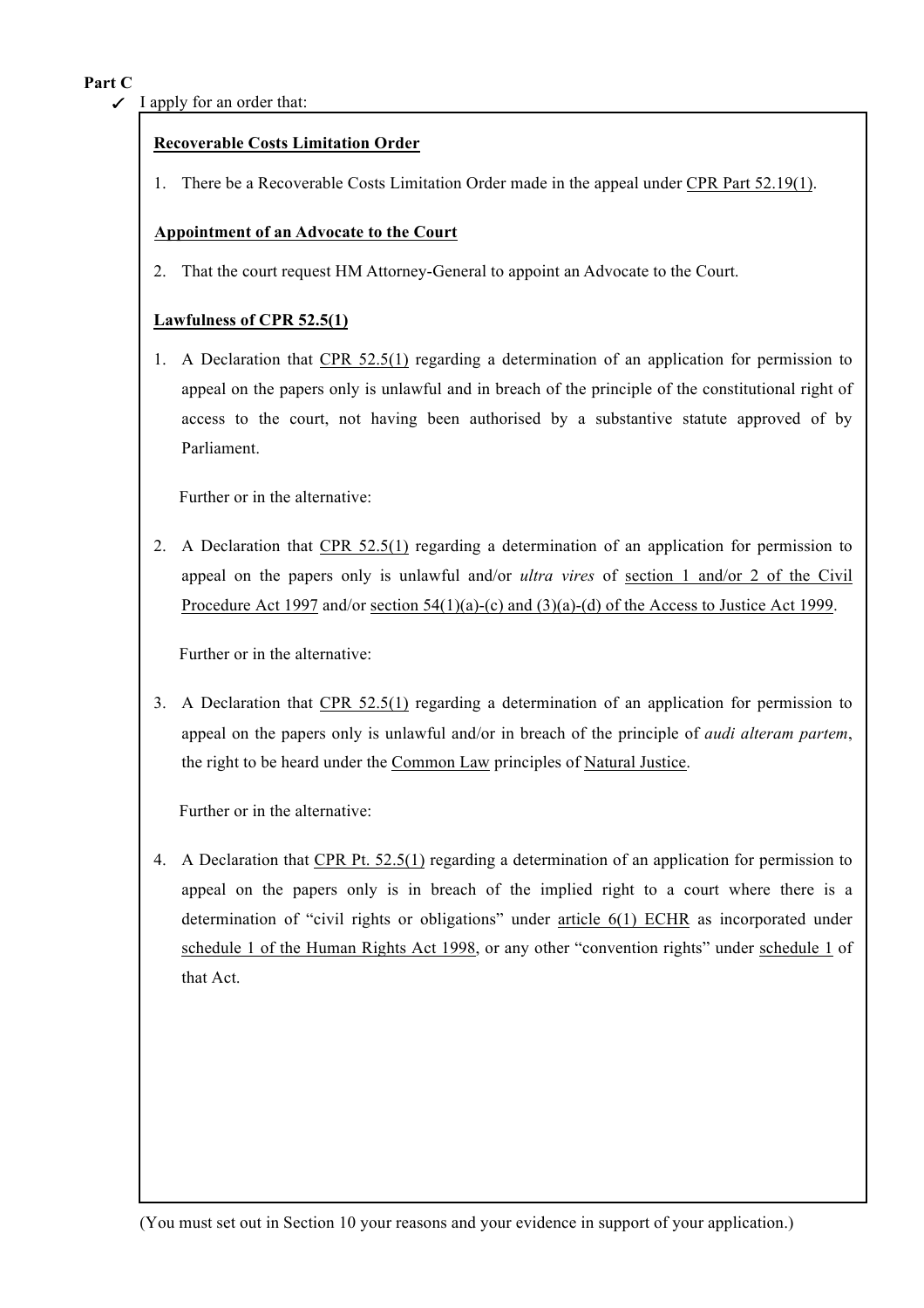**Part C**

✓ I apply for an order that:

**Recoverable Costs Limitation Order**

1. There be a Recoverable Costs Limitation Order made in the appeal under CPR Part 52.19(1).

**Appointment of an Advocate to the Court**

2. That the court request HM Attorney-General to appoint an Advocate to the Court.

**Lawfulness of CPR 52.5(1)**

1. A Declaration that CPR 52.5(1) regarding a determination of an application for permission to appeal on the papers only is unlawful and in breach of the principle of the constitutional right of access to the court, not having been authorised by a substantive statute approved of by Parliament.

   Further or in the alternative:

2. A Declaration that CPR 52.5(1) regarding a determination of an application for permission to appeal on the papers only is unlawful and/or *ultra vires* of section 1 and/or 2 of the Civil Procedure Act 1997 and/or section 54(1)(a)-(c) and (3)(a)-(d) of the Access to Justice Act 1999.

   Further or in the alternative:

3. A Declaration that CPR 52.5(1) regarding a determination of an application for permission to appeal on the papers only is unlawful and/or in breach of the principle of *audi alteram partem*, the right to be heard under the Common Law principles of Natural Justice.

   Further or in the alternative:

4. A Declaration that CPR Pt. 52.5(1) regarding a determination of an application for permission to appeal on the papers only is in breach of the implied right to a court where there is a determination of "civil rights or obligations" under article 6(1) ECHR as incorporated under schedule 1 of the Human Rights Act 1998, or any other "convention rights" under schedule 1 of that Act.

(You must set out in Section 10 your reasons and your evidence in support of your application.)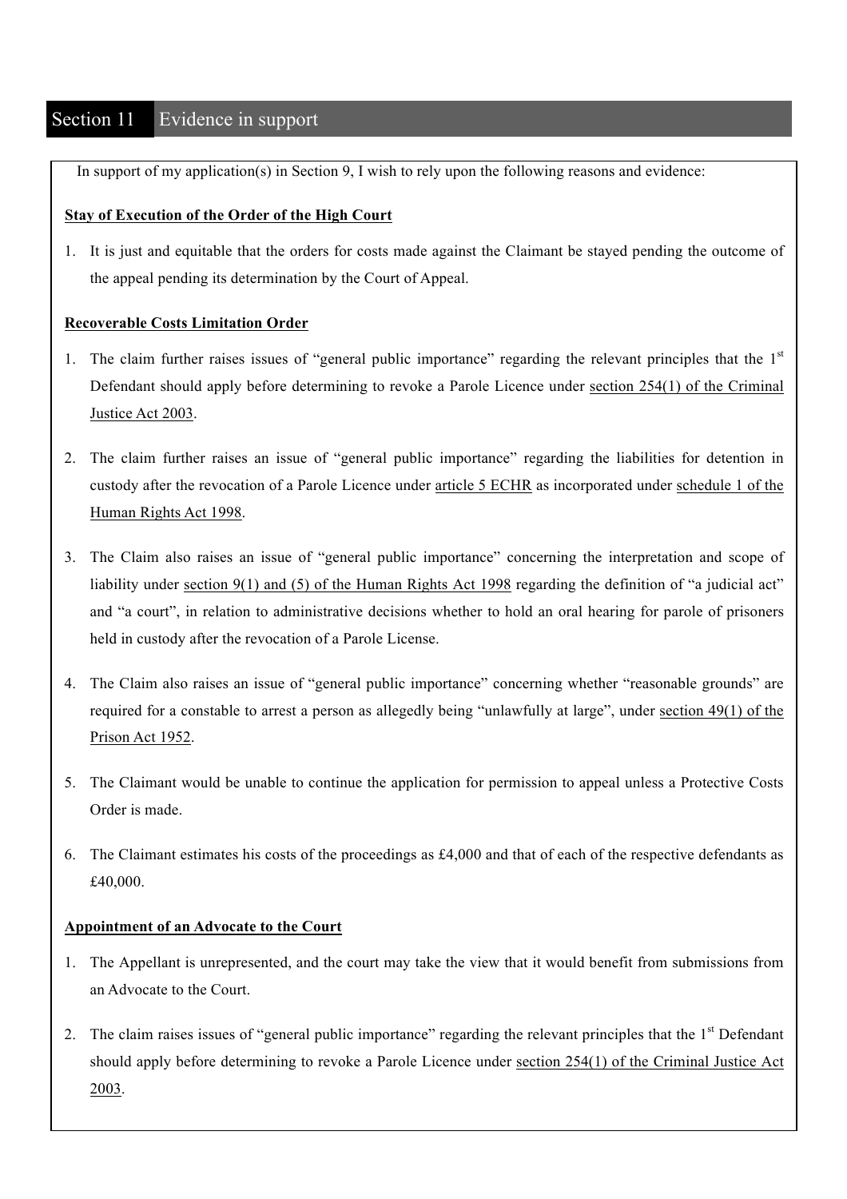## Section 11 Evidence in support

In support of my application(s) in Section 9, I wish to rely upon the following reasons and evidence:

**Stay of Execution of the Order of the High Court**

1. It is just and equitable that the orders for costs made against the Claimant be stayed pending the outcome of the appeal pending its determination by the Court of Appeal.

**Recoverable Costs Limitation Order**

1. The claim further raises issues of "general public importance" regarding the relevant principles that the 1st Defendant should apply before determining to revoke a Parole Licence under section 254(1) of the Criminal Justice Act 2003.

2. The claim further raises an issue of "general public importance" regarding the liabilities for detention in custody after the revocation of a Parole Licence under article 5 ECHR as incorporated under schedule 1 of the Human Rights Act 1998.

3. The Claim also raises an issue of "general public importance" concerning the interpretation and scope of liability under section 9(1) and (5) of the Human Rights Act 1998 regarding the definition of "a judicial act" and "a court", in relation to administrative decisions whether to hold an oral hearing for parole of prisoners held in custody after the revocation of a Parole License.

4. The Claim also raises an issue of "general public importance" concerning whether "reasonable grounds" are required for a constable to arrest a person as allegedly being "unlawfully at large", under section 49(1) of the Prison Act 1952.

5. The Claimant would be unable to continue the application for permission to appeal unless a Protective Costs Order is made.

6. The Claimant estimates his costs of the proceedings as £4,000 and that of each of the respective defendants as £40,000.

**Appointment of an Advocate to the Court**

1. The Appellant is unrepresented, and the court may take the view that it would benefit from submissions from an Advocate to the Court.

2. The claim raises issues of "general public importance" regarding the relevant principles that the 1st Defendant should apply before determining to revoke a Parole Licence under section 254(1) of the Criminal Justice Act 2003.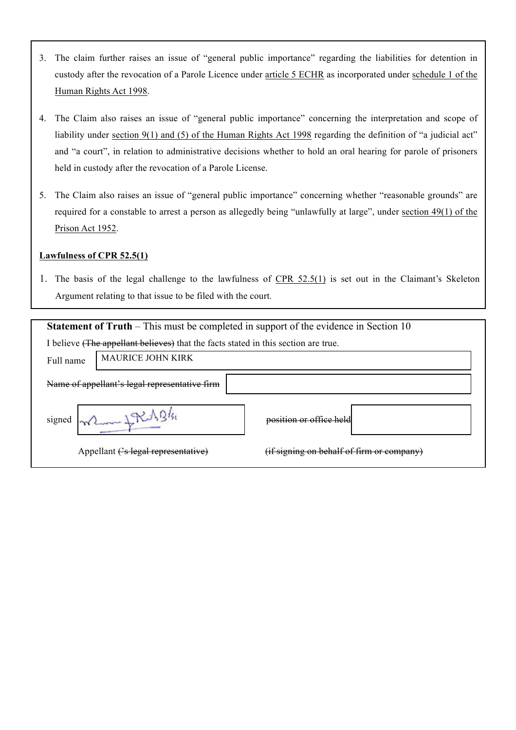3. The claim further raises an issue of "general public importance" regarding the liabilities for detention in custody after the revocation of a Parole Licence under article 5 ECHR as incorporated under schedule 1 of the Human Rights Act 1998.

4. The Claim also raises an issue of "general public importance" concerning the interpretation and scope of liability under section 9(1) and (5) of the Human Rights Act 1998 regarding the definition of "a judicial act" and "a court", in relation to administrative decisions whether to hold an oral hearing for parole of prisoners held in custody after the revocation of a Parole License.

5. The Claim also raises an issue of "general public importance" concerning whether "reasonable grounds" are required for a constable to arrest a person as allegedly being "unlawfully at large", under section 49(1) of the Prison Act 1952.

**Lawfulness of CPR 52.5(1)**

1. The basis of the legal challenge to the lawfulness of CPR 52.5(1) is set out in the Claimant's Skeleton Argument relating to that issue to be filed with the court.

**Statement of Truth** – This must be completed in support of the evidence in Section 10

I believe ~~(The appellant believes)~~ that the facts stated in this section are true.

Full name: MAURICE JOHN KIRK

~~Name of appellant's legal representative firm~~

signed: [signature]

~~position or office held~~

Appellant ~~('s legal representative)~~

~~(if signing on behalf of firm or company)~~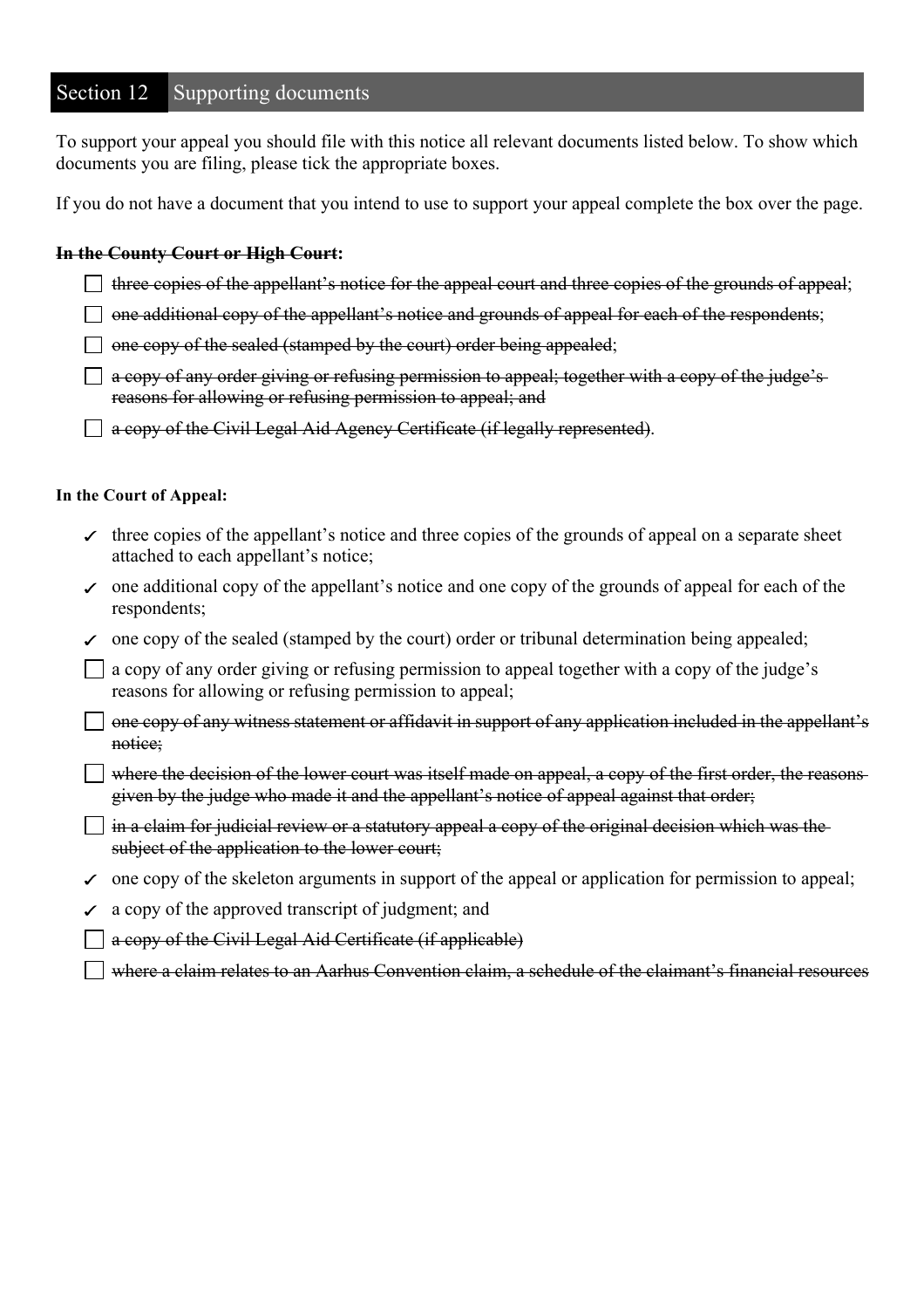## Section 12 Supporting documents

To support your appeal you should file with this notice all relevant documents listed below. To show which documents you are filing, please tick the appropriate boxes.

If you do not have a document that you intend to use to support your appeal complete the box over the page.

~~**In the County Court or High Court**~~**:**

- ☐ ~~three copies of the appellant's notice for the appeal court and three copies of the grounds of appeal~~;
- ☐ ~~one additional copy of the appellant's notice and grounds of appeal for each of the respondents~~;
- ☐ ~~one copy of the sealed (stamped by the court) order being appealed~~;
- ☐ ~~a copy of any order giving or refusing permission to appeal; together with a copy of the judge's reasons for allowing or refusing permission to appeal; and~~
- ☐ ~~a copy of the Civil Legal Aid Agency Certificate (if legally represented)~~.

**In the Court of Appeal:**

- ✓ three copies of the appellant's notice and three copies of the grounds of appeal on a separate sheet attached to each appellant's notice;
- ✓ one additional copy of the appellant's notice and one copy of the grounds of appeal for each of the respondents;
- ✓ one copy of the sealed (stamped by the court) order or tribunal determination being appealed;
- ☐ a copy of any order giving or refusing permission to appeal together with a copy of the judge's reasons for allowing or refusing permission to appeal;
- ☐ ~~one copy of any witness statement or affidavit in support of any application included in the appellant's notice;~~
- ☐ ~~where the decision of the lower court was itself made on appeal, a copy of the first order, the reasons given by the judge who made it and the appellant's notice of appeal against that order;~~
- ☐ ~~in a claim for judicial review or a statutory appeal a copy of the original decision which was the subject of the application to the lower court;~~
- ✓ one copy of the skeleton arguments in support of the appeal or application for permission to appeal;
- ✓ a copy of the approved transcript of judgment; and
- ☐ ~~a copy of the Civil Legal Aid Certificate (if applicable)~~
- ☐ ~~where a claim relates to an Aarhus Convention claim, a schedule of the claimant's financial resources~~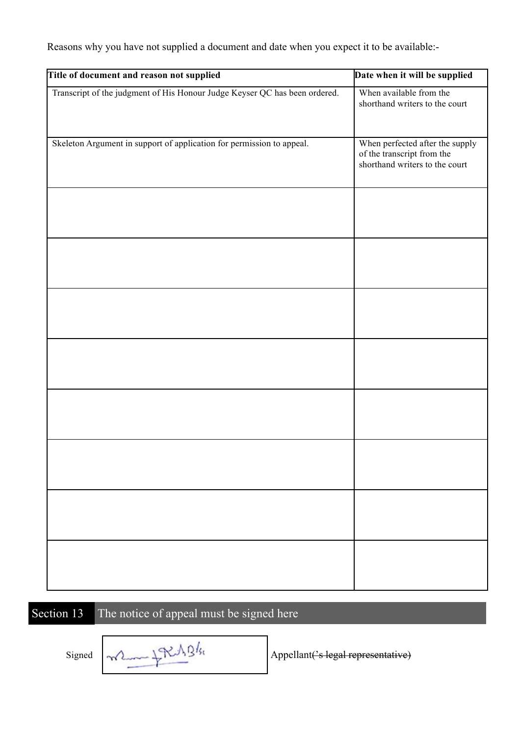Reasons why you have not supplied a document and date when you expect it to be available:-

| Title of document and reason not supplied | Date when it will be supplied |
| --- | --- |
| Transcript of the judgment of His Honour Judge Keyser QC has been ordered. | When available from the shorthand writers to the court |
| Skeleton Argument in support of application for permission to appeal. | When perfected after the supply of the transcript from the shorthand writers to the court |
| | |
| | |
| | |
| | |
| | |
| | |
| | |
| | |

## Section 13 The notice of appeal must be signed here

Signed [signature] Appellant~~('s legal representative)~~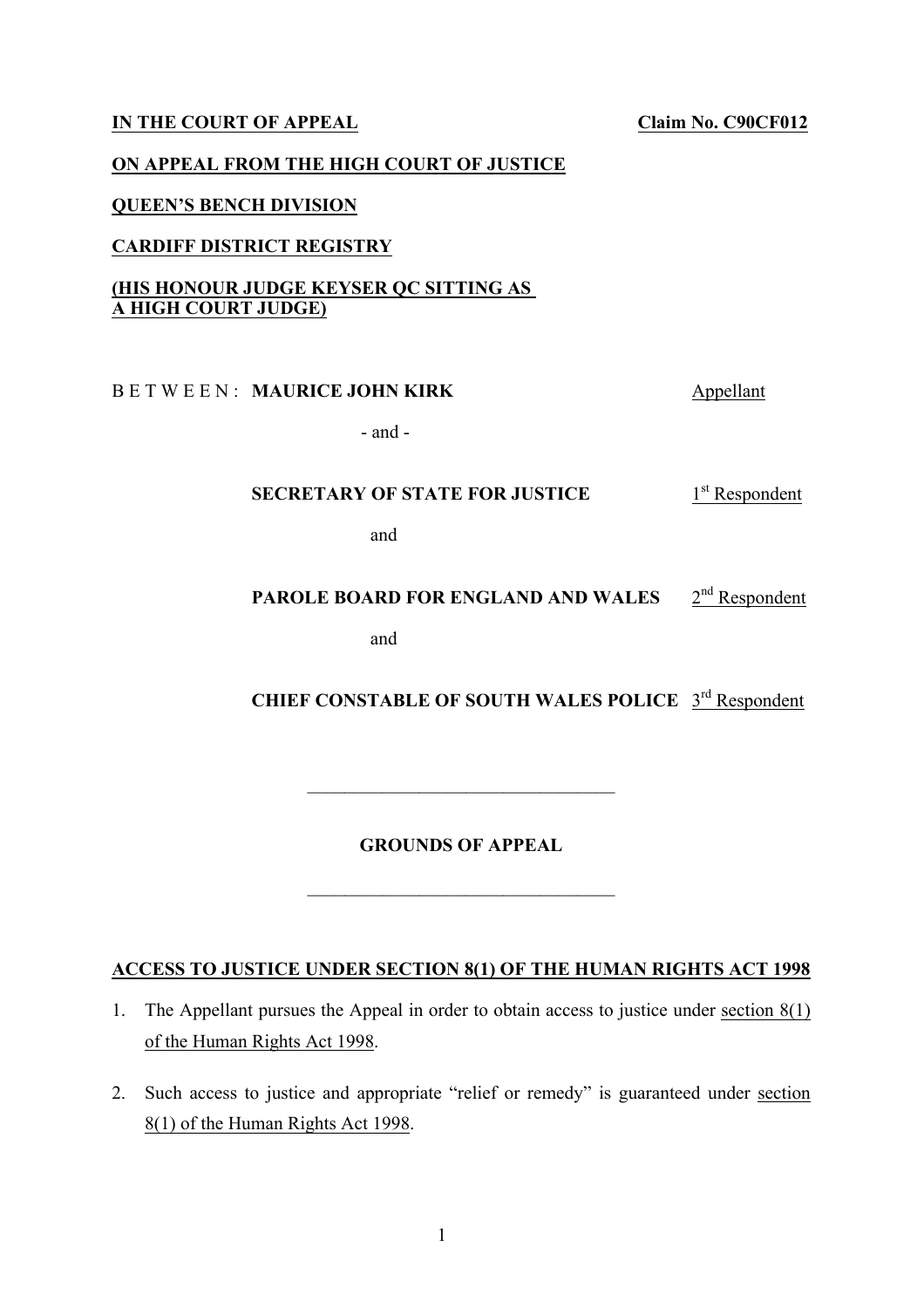**IN THE COURT OF APPEAL** **Claim No. C90CF012**

**ON APPEAL FROM THE HIGH COURT OF JUSTICE**

**QUEEN'S BENCH DIVISION**

**CARDIFF DISTRICT REGISTRY**

**(HIS HONOUR JUDGE KEYSER QC SITTING AS A HIGH COURT JUDGE)**

B E T W E E N : **MAURICE JOHN KIRK** Appellant

- and -

**SECRETARY OF STATE FOR JUSTICE** 1st Respondent

and

**PAROLE BOARD FOR ENGLAND AND WALES** 2nd Respondent

and

**CHIEF CONSTABLE OF SOUTH WALES POLICE** 3rd Respondent

---

**GROUNDS OF APPEAL**

---

**ACCESS TO JUSTICE UNDER SECTION 8(1) OF THE HUMAN RIGHTS ACT 1998**

1. The Appellant pursues the Appeal in order to obtain access to justice under section 8(1) of the Human Rights Act 1998.

2. Such access to justice and appropriate "relief or remedy" is guaranteed under section 8(1) of the Human Rights Act 1998.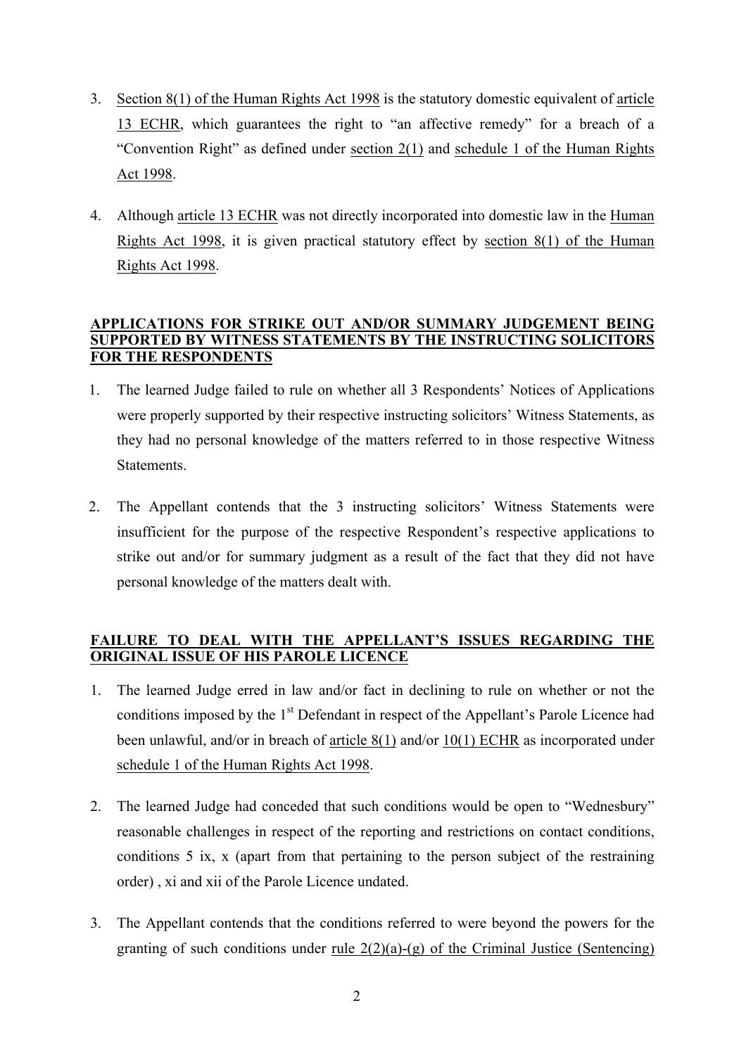3. Section 8(1) of the Human Rights Act 1998 is the statutory domestic equivalent of article 13 ECHR, which guarantees the right to "an affective remedy" for a breach of a "Convention Right" as defined under section 2(1) and schedule 1 of the Human Rights Act 1998.

4. Although article 13 ECHR was not directly incorporated into domestic law in the Human Rights Act 1998, it is given practical statutory effect by section 8(1) of the Human Rights Act 1998.

**APPLICATIONS FOR STRIKE OUT AND/OR SUMMARY JUDGEMENT BEING SUPPORTED BY WITNESS STATEMENTS BY THE INSTRUCTING SOLICITORS FOR THE RESPONDENTS**

1. The learned Judge failed to rule on whether all 3 Respondents' Notices of Applications were properly supported by their respective instructing solicitors' Witness Statements, as they had no personal knowledge of the matters referred to in those respective Witness Statements.

2. The Appellant contends that the 3 instructing solicitors' Witness Statements were insufficient for the purpose of the respective Respondent's respective applications to strike out and/or for summary judgment as a result of the fact that they did not have personal knowledge of the matters dealt with.

**FAILURE TO DEAL WITH THE APPELLANT'S ISSUES REGARDING THE ORIGINAL ISSUE OF HIS PAROLE LICENCE**

1. The learned Judge erred in law and/or fact in declining to rule on whether or not the conditions imposed by the 1st Defendant in respect of the Appellant's Parole Licence had been unlawful, and/or in breach of article 8(1) and/or 10(1) ECHR as incorporated under schedule 1 of the Human Rights Act 1998.

2. The learned Judge had conceded that such conditions would be open to "Wednesbury" reasonable challenges in respect of the reporting and restrictions on contact conditions, conditions 5 ix, x (apart from that pertaining to the person subject of the restraining order) , xi and xii of the Parole Licence undated.

3. The Appellant contends that the conditions referred to were beyond the powers for the granting of such conditions under rule 2(2)(a)-(g) of the Criminal Justice (Sentencing)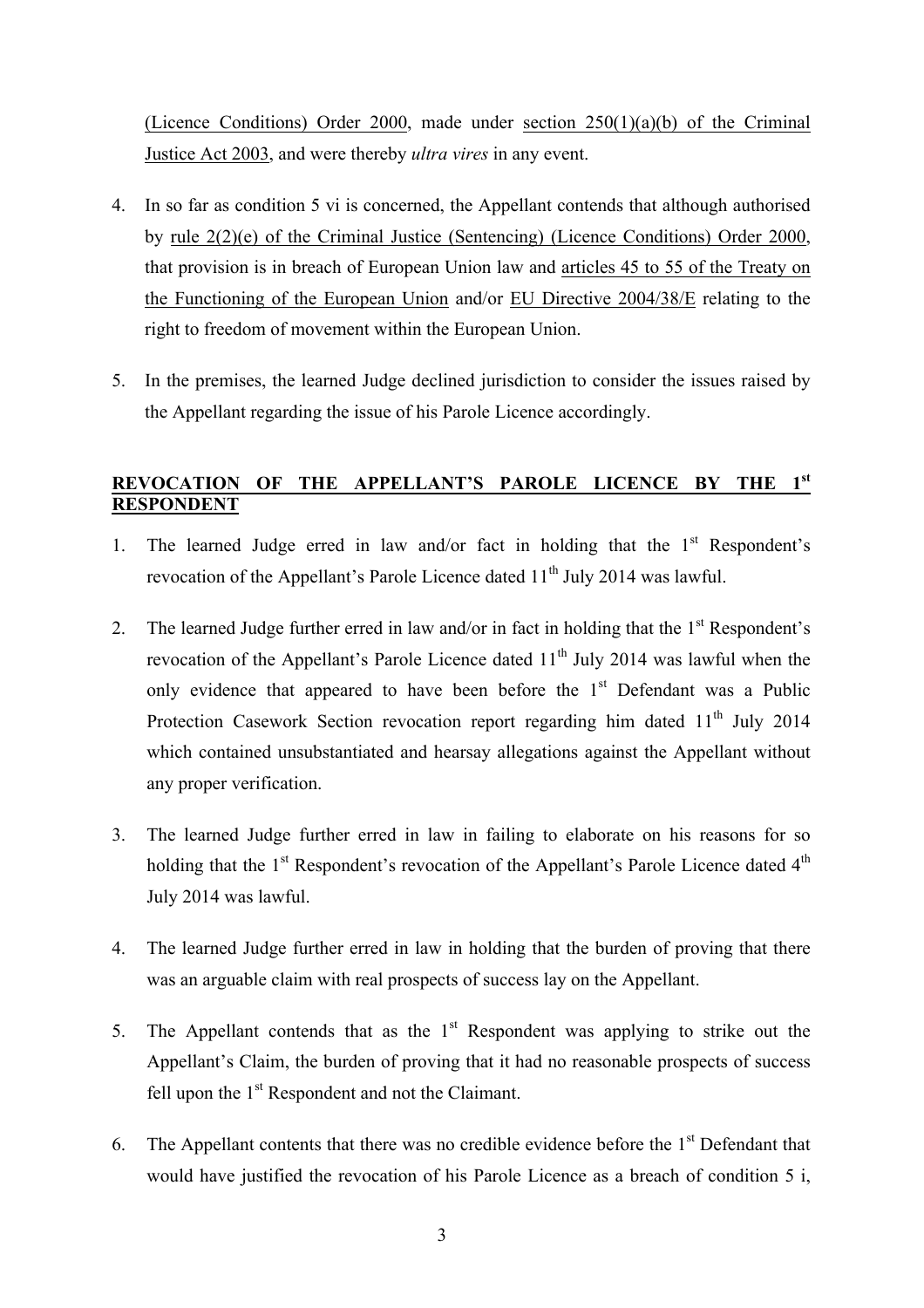(Licence Conditions) Order 2000, made under section 250(1)(a)(b) of the Criminal Justice Act 2003, and were thereby *ultra vires* in any event.

4. In so far as condition 5 vi is concerned, the Appellant contends that although authorised by rule 2(2)(e) of the Criminal Justice (Sentencing) (Licence Conditions) Order 2000, that provision is in breach of European Union law and articles 45 to 55 of the Treaty on the Functioning of the European Union and/or EU Directive 2004/38/E relating to the right to freedom of movement within the European Union.

5. In the premises, the learned Judge declined jurisdiction to consider the issues raised by the Appellant regarding the issue of his Parole Licence accordingly.

**REVOCATION OF THE APPELLANT'S PAROLE LICENCE BY THE 1st RESPONDENT**

1. The learned Judge erred in law and/or fact in holding that the 1st Respondent's revocation of the Appellant's Parole Licence dated 11th July 2014 was lawful.

2. The learned Judge further erred in law and/or in fact in holding that the 1st Respondent's revocation of the Appellant's Parole Licence dated 11th July 2014 was lawful when the only evidence that appeared to have been before the 1st Defendant was a Public Protection Casework Section revocation report regarding him dated 11th July 2014 which contained unsubstantiated and hearsay allegations against the Appellant without any proper verification.

3. The learned Judge further erred in law in failing to elaborate on his reasons for so holding that the 1st Respondent's revocation of the Appellant's Parole Licence dated 4th July 2014 was lawful.

4. The learned Judge further erred in law in holding that the burden of proving that there was an arguable claim with real prospects of success lay on the Appellant.

5. The Appellant contends that as the 1st Respondent was applying to strike out the Appellant's Claim, the burden of proving that it had no reasonable prospects of success fell upon the 1st Respondent and not the Claimant.

6. The Appellant contents that there was no credible evidence before the 1st Defendant that would have justified the revocation of his Parole Licence as a breach of condition 5 i,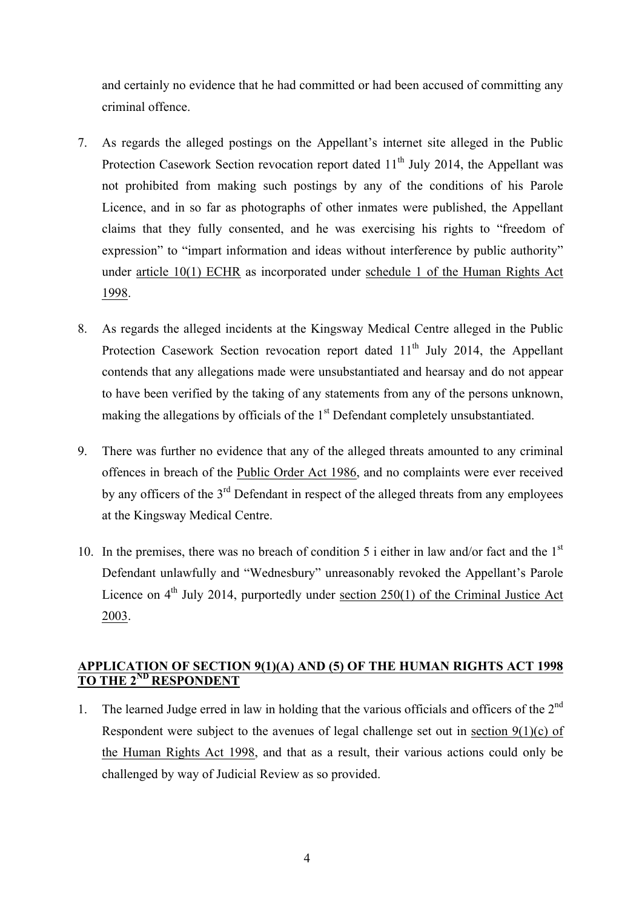and certainly no evidence that he had committed or had been accused of committing any criminal offence.

7. As regards the alleged postings on the Appellant's internet site alleged in the Public Protection Casework Section revocation report dated 11th July 2014, the Appellant was not prohibited from making such postings by any of the conditions of his Parole Licence, and in so far as photographs of other inmates were published, the Appellant claims that they fully consented, and he was exercising his rights to "freedom of expression" to "impart information and ideas without interference by public authority" under article 10(1) ECHR as incorporated under schedule 1 of the Human Rights Act 1998.

8. As regards the alleged incidents at the Kingsway Medical Centre alleged in the Public Protection Casework Section revocation report dated 11th July 2014, the Appellant contends that any allegations made were unsubstantiated and hearsay and do not appear to have been verified by the taking of any statements from any of the persons unknown, making the allegations by officials of the 1st Defendant completely unsubstantiated.

9. There was further no evidence that any of the alleged threats amounted to any criminal offences in breach of the Public Order Act 1986, and no complaints were ever received by any officers of the 3rd Defendant in respect of the alleged threats from any employees at the Kingsway Medical Centre.

10. In the premises, there was no breach of condition 5 i either in law and/or fact and the 1st Defendant unlawfully and "Wednesbury" unreasonably revoked the Appellant's Parole Licence on 4th July 2014, purportedly under section 250(1) of the Criminal Justice Act 2003.

## APPLICATION OF SECTION 9(1)(A) AND (5) OF THE HUMAN RIGHTS ACT 1998 TO THE 2ND RESPONDENT

1. The learned Judge erred in law in holding that the various officials and officers of the 2nd Respondent were subject to the avenues of legal challenge set out in section 9(1)(c) of the Human Rights Act 1998, and that as a result, their various actions could only be challenged by way of Judicial Review as so provided.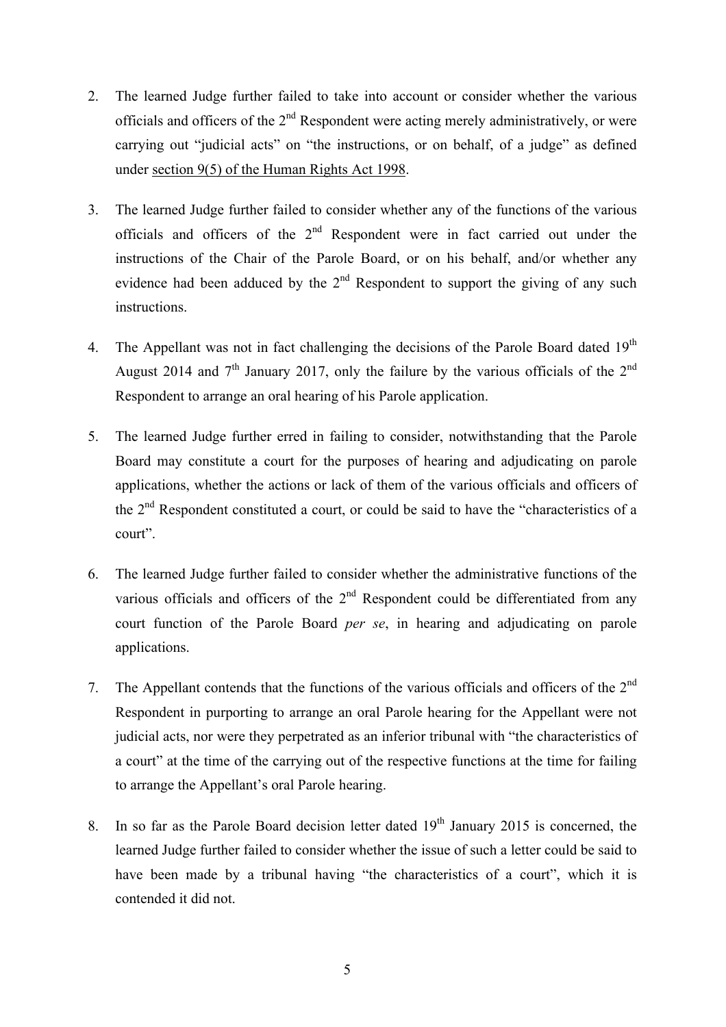2. The learned Judge further failed to take into account or consider whether the various officials and officers of the 2nd Respondent were acting merely administratively, or were carrying out "judicial acts" on "the instructions, or on behalf, of a judge" as defined under section 9(5) of the Human Rights Act 1998.

3. The learned Judge further failed to consider whether any of the functions of the various officials and officers of the 2nd Respondent were in fact carried out under the instructions of the Chair of the Parole Board, or on his behalf, and/or whether any evidence had been adduced by the 2nd Respondent to support the giving of any such instructions.

4. The Appellant was not in fact challenging the decisions of the Parole Board dated 19th August 2014 and 7th January 2017, only the failure by the various officials of the 2nd Respondent to arrange an oral hearing of his Parole application.

5. The learned Judge further erred in failing to consider, notwithstanding that the Parole Board may constitute a court for the purposes of hearing and adjudicating on parole applications, whether the actions or lack of them of the various officials and officers of the 2nd Respondent constituted a court, or could be said to have the "characteristics of a court".

6. The learned Judge further failed to consider whether the administrative functions of the various officials and officers of the 2nd Respondent could be differentiated from any court function of the Parole Board *per se*, in hearing and adjudicating on parole applications.

7. The Appellant contends that the functions of the various officials and officers of the 2nd Respondent in purporting to arrange an oral Parole hearing for the Appellant were not judicial acts, nor were they perpetrated as an inferior tribunal with "the characteristics of a court" at the time of the carrying out of the respective functions at the time for failing to arrange the Appellant's oral Parole hearing.

8. In so far as the Parole Board decision letter dated 19th January 2015 is concerned, the learned Judge further failed to consider whether the issue of such a letter could be said to have been made by a tribunal having "the characteristics of a court", which it is contended it did not.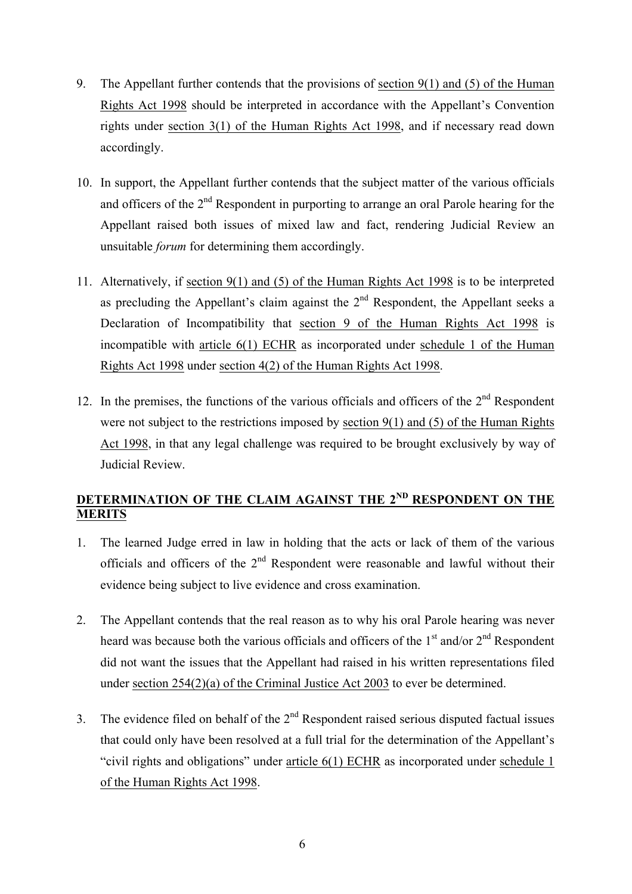9. The Appellant further contends that the provisions of section 9(1) and (5) of the Human Rights Act 1998 should be interpreted in accordance with the Appellant's Convention rights under section 3(1) of the Human Rights Act 1998, and if necessary read down accordingly.

10. In support, the Appellant further contends that the subject matter of the various officials and officers of the 2nd Respondent in purporting to arrange an oral Parole hearing for the Appellant raised both issues of mixed law and fact, rendering Judicial Review an unsuitable *forum* for determining them accordingly.

11. Alternatively, if section 9(1) and (5) of the Human Rights Act 1998 is to be interpreted as precluding the Appellant's claim against the 2nd Respondent, the Appellant seeks a Declaration of Incompatibility that section 9 of the Human Rights Act 1998 is incompatible with article 6(1) ECHR as incorporated under schedule 1 of the Human Rights Act 1998 under section 4(2) of the Human Rights Act 1998.

12. In the premises, the functions of the various officials and officers of the 2nd Respondent were not subject to the restrictions imposed by section 9(1) and (5) of the Human Rights Act 1998, in that any legal challenge was required to be brought exclusively by way of Judicial Review.

**DETERMINATION OF THE CLAIM AGAINST THE 2ND RESPONDENT ON THE MERITS**

1. The learned Judge erred in law in holding that the acts or lack of them of the various officials and officers of the 2nd Respondent were reasonable and lawful without their evidence being subject to live evidence and cross examination.

2. The Appellant contends that the real reason as to why his oral Parole hearing was never heard was because both the various officials and officers of the 1st and/or 2nd Respondent did not want the issues that the Appellant had raised in his written representations filed under section 254(2)(a) of the Criminal Justice Act 2003 to ever be determined.

3. The evidence filed on behalf of the 2nd Respondent raised serious disputed factual issues that could only have been resolved at a full trial for the determination of the Appellant's "civil rights and obligations" under article 6(1) ECHR as incorporated under schedule 1 of the Human Rights Act 1998.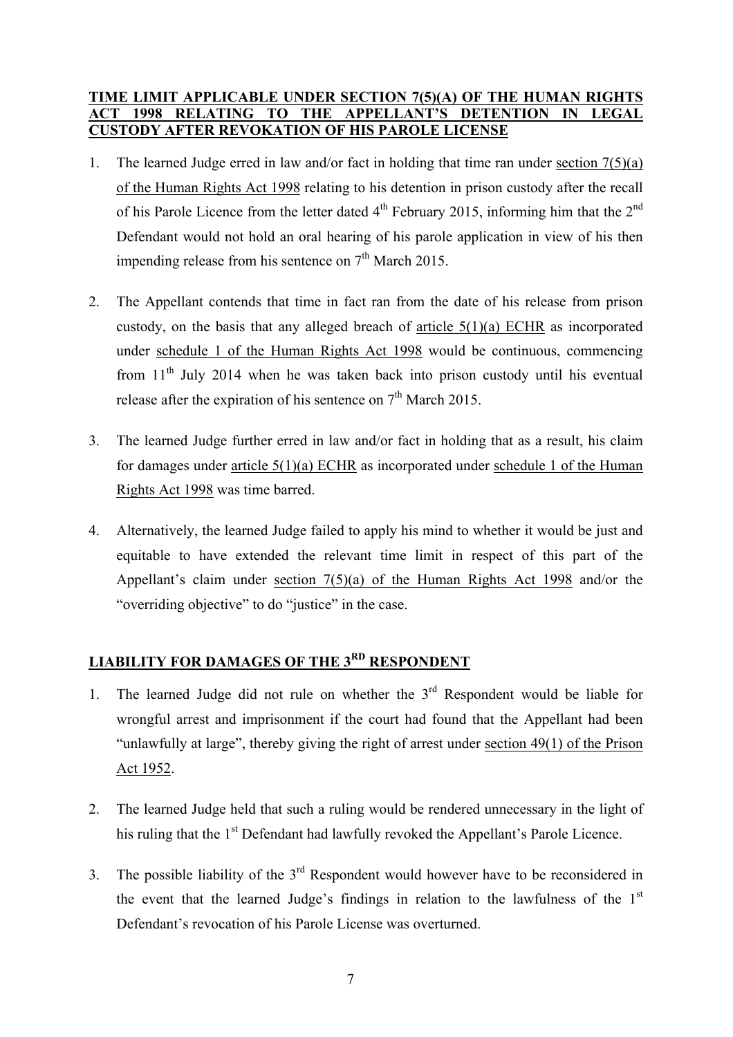## **TIME LIMIT APPLICABLE UNDER SECTION 7(5)(A) OF THE HUMAN RIGHTS ACT 1998 RELATING TO THE APPELLANT'S DETENTION IN LEGAL CUSTODY AFTER REVOKATION OF HIS PAROLE LICENSE**

1. The learned Judge erred in law and/or fact in holding that time ran under section 7(5)(a) of the Human Rights Act 1998 relating to his detention in prison custody after the recall of his Parole Licence from the letter dated 4th February 2015, informing him that the 2nd Defendant would not hold an oral hearing of his parole application in view of his then impending release from his sentence on 7th March 2015.

2. The Appellant contends that time in fact ran from the date of his release from prison custody, on the basis that any alleged breach of article 5(1)(a) ECHR as incorporated under schedule 1 of the Human Rights Act 1998 would be continuous, commencing from 11th July 2014 when he was taken back into prison custody until his eventual release after the expiration of his sentence on 7th March 2015.

3. The learned Judge further erred in law and/or fact in holding that as a result, his claim for damages under article 5(1)(a) ECHR as incorporated under schedule 1 of the Human Rights Act 1998 was time barred.

4. Alternatively, the learned Judge failed to apply his mind to whether it would be just and equitable to have extended the relevant time limit in respect of this part of the Appellant's claim under section 7(5)(a) of the Human Rights Act 1998 and/or the "overriding objective" to do "justice" in the case.

## **LIABILITY FOR DAMAGES OF THE 3RD RESPONDENT**

1. The learned Judge did not rule on whether the 3rd Respondent would be liable for wrongful arrest and imprisonment if the court had found that the Appellant had been "unlawfully at large", thereby giving the right of arrest under section 49(1) of the Prison Act 1952.

2. The learned Judge held that such a ruling would be rendered unnecessary in the light of his ruling that the 1st Defendant had lawfully revoked the Appellant's Parole Licence.

3. The possible liability of the 3rd Respondent would however have to be reconsidered in the event that the learned Judge's findings in relation to the lawfulness of the 1st Defendant's revocation of his Parole License was overturned.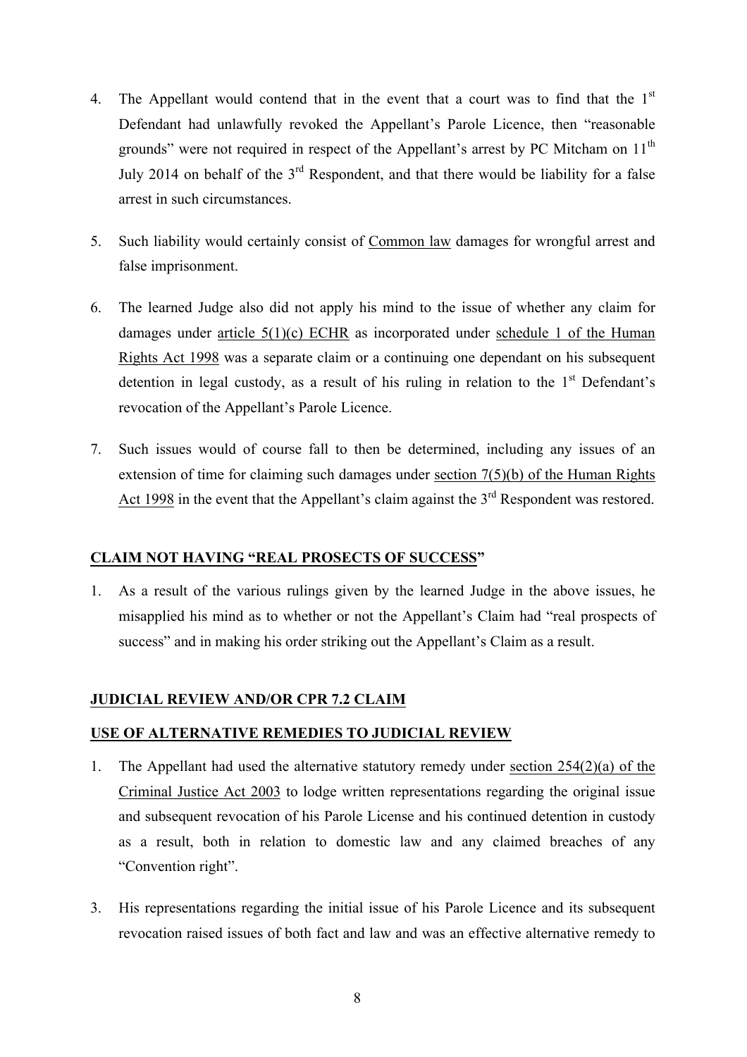4. The Appellant would contend that in the event that a court was to find that the 1st Defendant had unlawfully revoked the Appellant's Parole Licence, then "reasonable grounds" were not required in respect of the Appellant's arrest by PC Mitcham on 11th July 2014 on behalf of the 3rd Respondent, and that there would be liability for a false arrest in such circumstances.

5. Such liability would certainly consist of Common law damages for wrongful arrest and false imprisonment.

6. The learned Judge also did not apply his mind to the issue of whether any claim for damages under article 5(1)(c) ECHR as incorporated under schedule 1 of the Human Rights Act 1998 was a separate claim or a continuing one dependant on his subsequent detention in legal custody, as a result of his ruling in relation to the 1st Defendant's revocation of the Appellant's Parole Licence.

7. Such issues would of course fall to then be determined, including any issues of an extension of time for claiming such damages under section 7(5)(b) of the Human Rights Act 1998 in the event that the Appellant's claim against the 3rd Respondent was restored.

## CLAIM NOT HAVING "REAL PROSPECTS OF SUCCESS"

1. As a result of the various rulings given by the learned Judge in the above issues, he misapplied his mind as to whether or not the Appellant's Claim had "real prospects of success" and in making his order striking out the Appellant's Claim as a result.

## JUDICIAL REVIEW AND/OR CPR 7.2 CLAIM

## USE OF ALTERNATIVE REMEDIES TO JUDICIAL REVIEW

1. The Appellant had used the alternative statutory remedy under section 254(2)(a) of the Criminal Justice Act 2003 to lodge written representations regarding the original issue and subsequent revocation of his Parole License and his continued detention in custody as a result, both in relation to domestic law and any claimed breaches of any "Convention right".

3. His representations regarding the initial issue of his Parole Licence and its subsequent revocation raised issues of both fact and law and was an effective alternative remedy to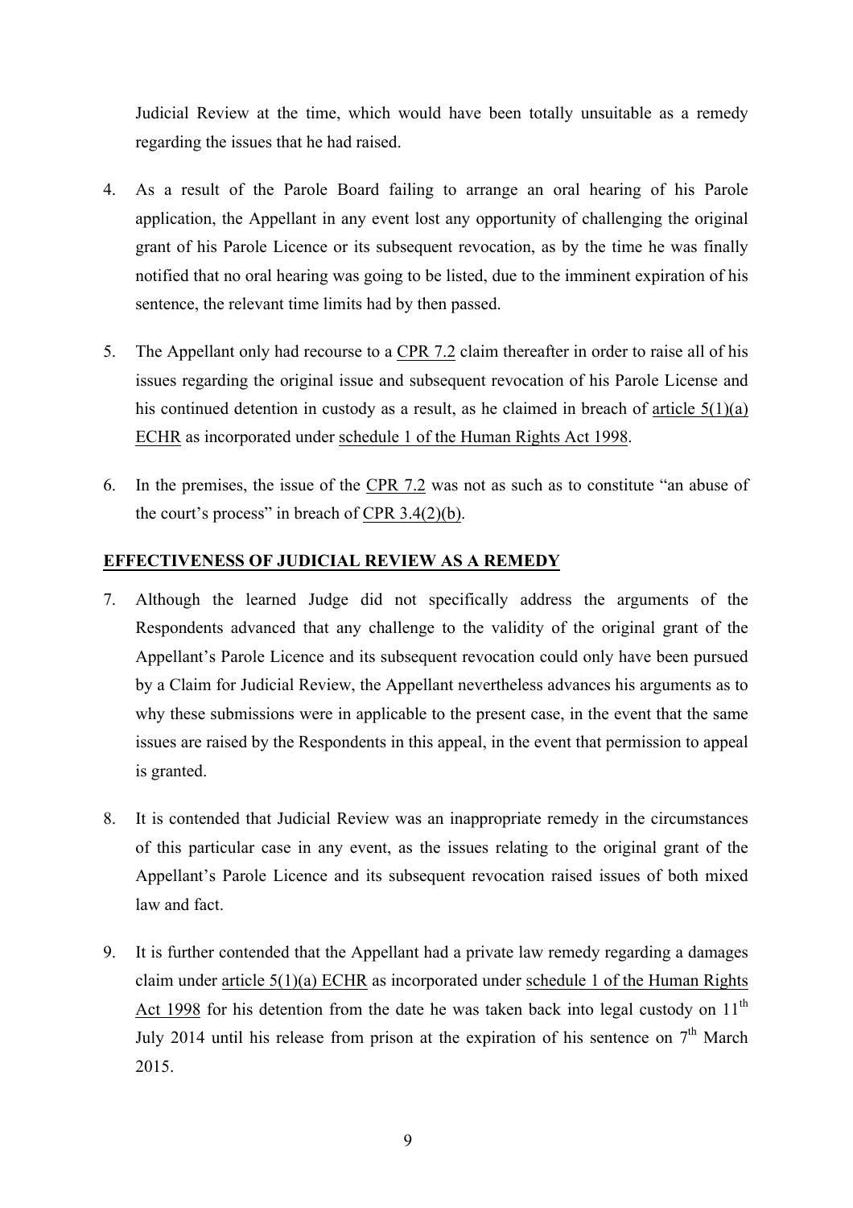Judicial Review at the time, which would have been totally unsuitable as a remedy regarding the issues that he had raised.

4. As a result of the Parole Board failing to arrange an oral hearing of his Parole application, the Appellant in any event lost any opportunity of challenging the original grant of his Parole Licence or its subsequent revocation, as by the time he was finally notified that no oral hearing was going to be listed, due to the imminent expiration of his sentence, the relevant time limits had by then passed.

5. The Appellant only had recourse to a CPR 7.2 claim thereafter in order to raise all of his issues regarding the original issue and subsequent revocation of his Parole License and his continued detention in custody as a result, as he claimed in breach of article 5(1)(a) ECHR as incorporated under schedule 1 of the Human Rights Act 1998.

6. In the premises, the issue of the CPR 7.2 was not as such as to constitute "an abuse of the court's process" in breach of CPR 3.4(2)(b).

## EFFECTIVENESS OF JUDICIAL REVIEW AS A REMEDY

7. Although the learned Judge did not specifically address the arguments of the Respondents advanced that any challenge to the validity of the original grant of the Appellant's Parole Licence and its subsequent revocation could only have been pursued by a Claim for Judicial Review, the Appellant nevertheless advances his arguments as to why these submissions were in applicable to the present case, in the event that the same issues are raised by the Respondents in this appeal, in the event that permission to appeal is granted.

8. It is contended that Judicial Review was an inappropriate remedy in the circumstances of this particular case in any event, as the issues relating to the original grant of the Appellant's Parole Licence and its subsequent revocation raised issues of both mixed law and fact.

9. It is further contended that the Appellant had a private law remedy regarding a damages claim under article 5(1)(a) ECHR as incorporated under schedule 1 of the Human Rights Act 1998 for his detention from the date he was taken back into legal custody on 11th July 2014 until his release from prison at the expiration of his sentence on 7th March 2015.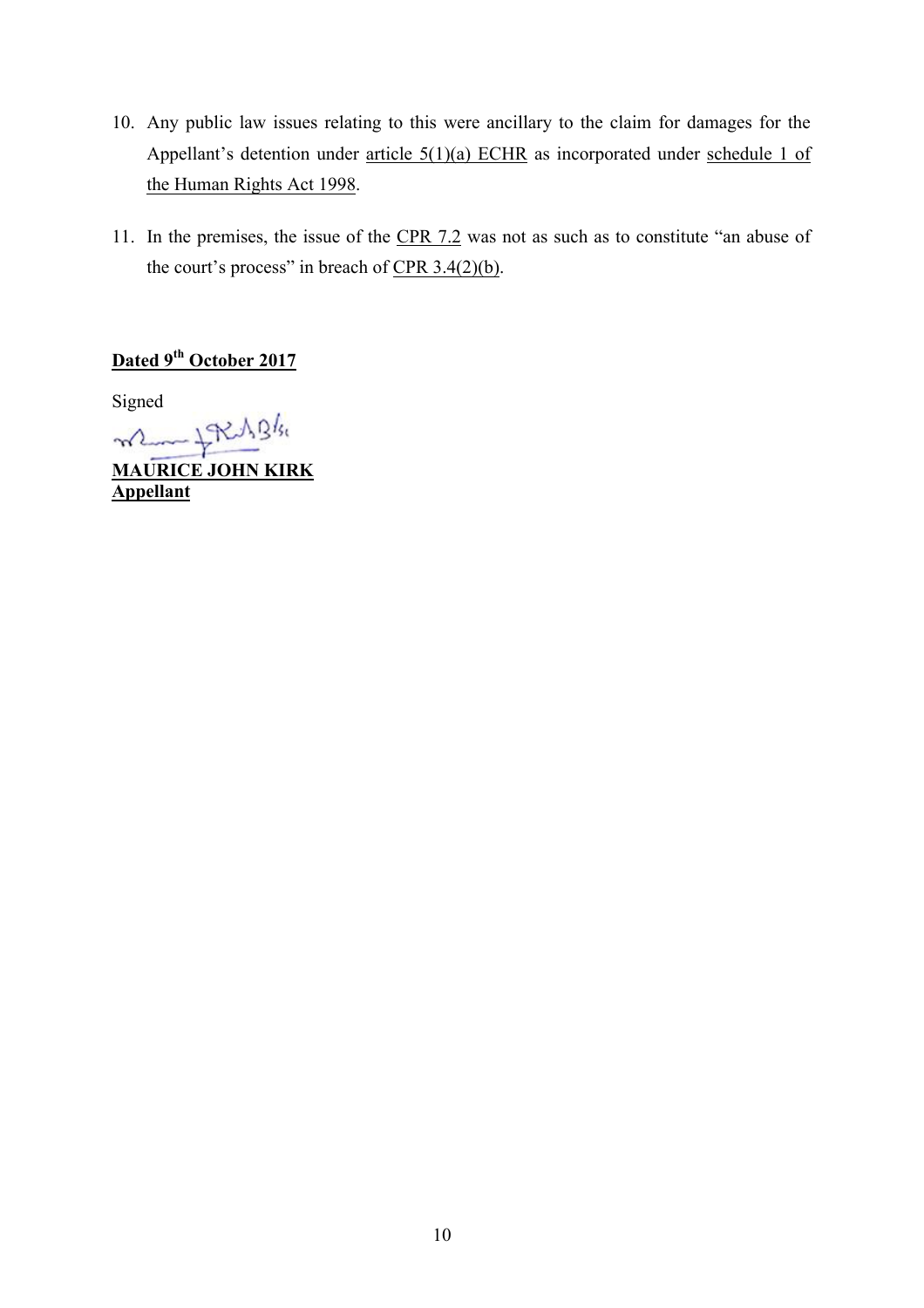10. Any public law issues relating to this were ancillary to the claim for damages for the Appellant's detention under article 5(1)(a) ECHR as incorporated under schedule 1 of the Human Rights Act 1998.

11. In the premises, the issue of the CPR 7.2 was not as such as to constitute "an abuse of the court's process" in breach of CPR 3.4(2)(b).

**Dated 9th October 2017**

Signed

**MAURICE JOHN KIRK**
**Appellant**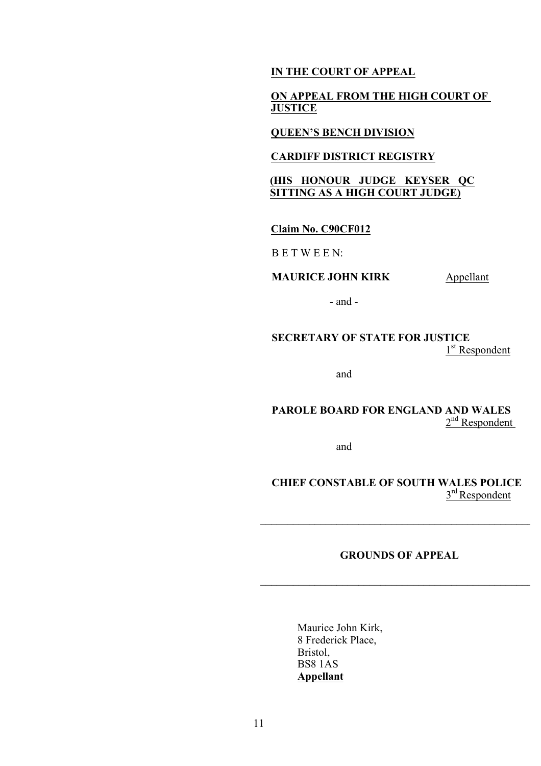**IN THE COURT OF APPEAL**

**ON APPEAL FROM THE HIGH COURT OF JUSTICE**

**QUEEN'S BENCH DIVISION**

**CARDIFF DISTRICT REGISTRY**

**(HIS HONOUR JUDGE KEYSER QC SITTING AS A HIGH COURT JUDGE)**

**Claim No. C90CF012**

B E T W E E N:

**MAURICE JOHN KIRK** Appellant

\- and -

**SECRETARY OF STATE FOR JUSTICE**
1st Respondent

and

**PAROLE BOARD FOR ENGLAND AND WALES**
2nd Respondent

and

**CHIEF CONSTABLE OF SOUTH WALES POLICE**
3rd Respondent

---

**GROUNDS OF APPEAL**

---

Maurice John Kirk,
8 Frederick Place,
Bristol,
BS8 1AS
**Appellant**